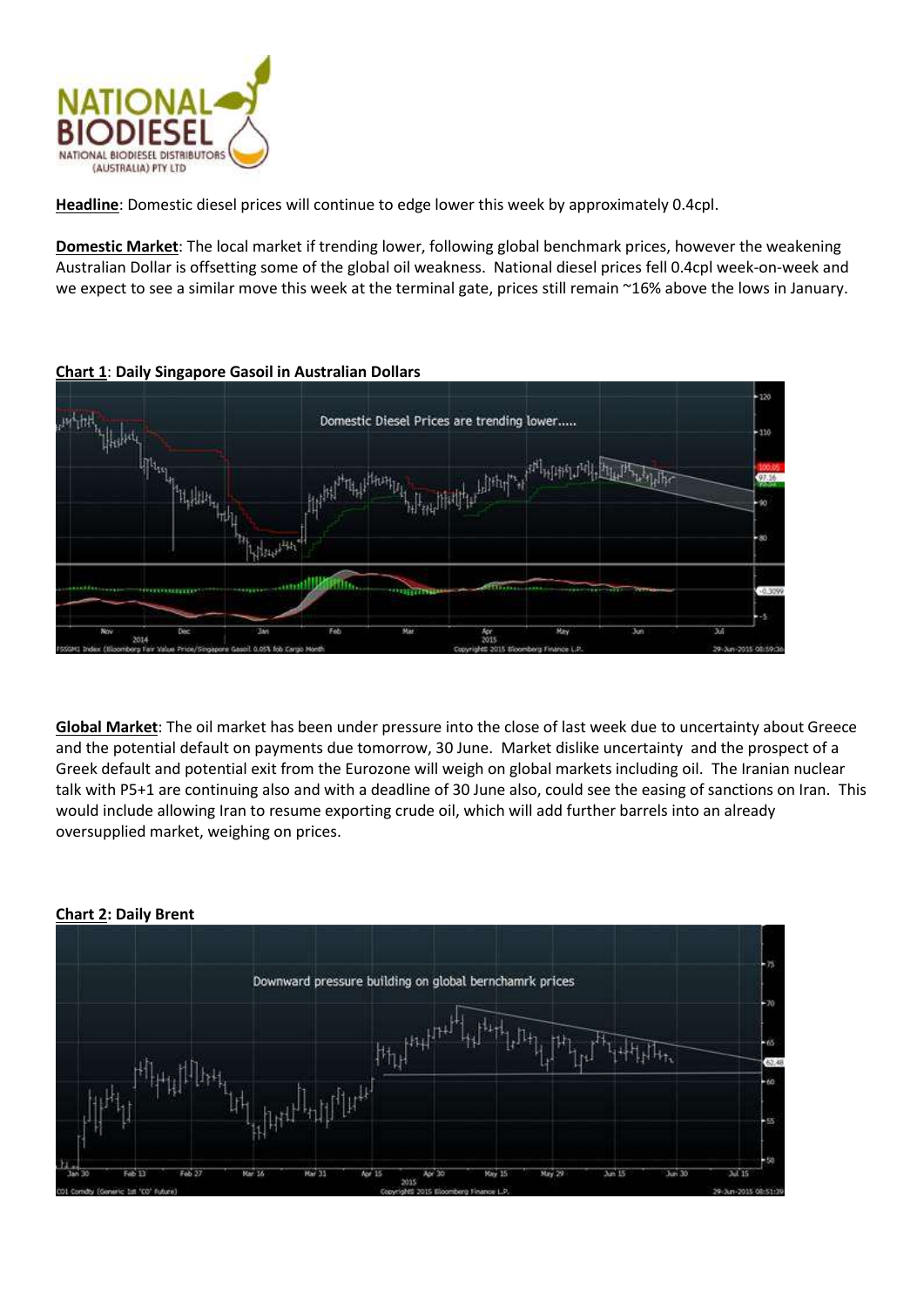**Headline**: Domestic diesel prices will continue to edge lower this week by approximately 0.4cpl.

**Domestic Market**: The local market if trending lower, following global benchmark prices, however the weakening Australian Dollar is offsetting some of the global oil weakness. National diesel prices fell 0.4cpl week-on-week and we expect to see a similar move this week at the terminal gate, prices still remain ~16% above the lows in January.

**Chart 1**: **Daily Singapore Gasoil in Australian Dollars**

**Global Market**: The oil market has been under pressure into the close of last week due to uncertainty about Greece and the potential default on payments due tomorrow, 30 June. Market dislike uncertainty and the prospect of a Greek default and potential exit from the Eurozone will weigh on global markets including oil. The Iranian nuclear talk with P5+1 are continuing also and with a deadline of 30 June also, could see the easing of sanctions on Iran. This would include allowing Iran to resume exporting crude oil, which will add further barrels into an already oversupplied market, weighing on prices.

**Chart 2: Daily Brent**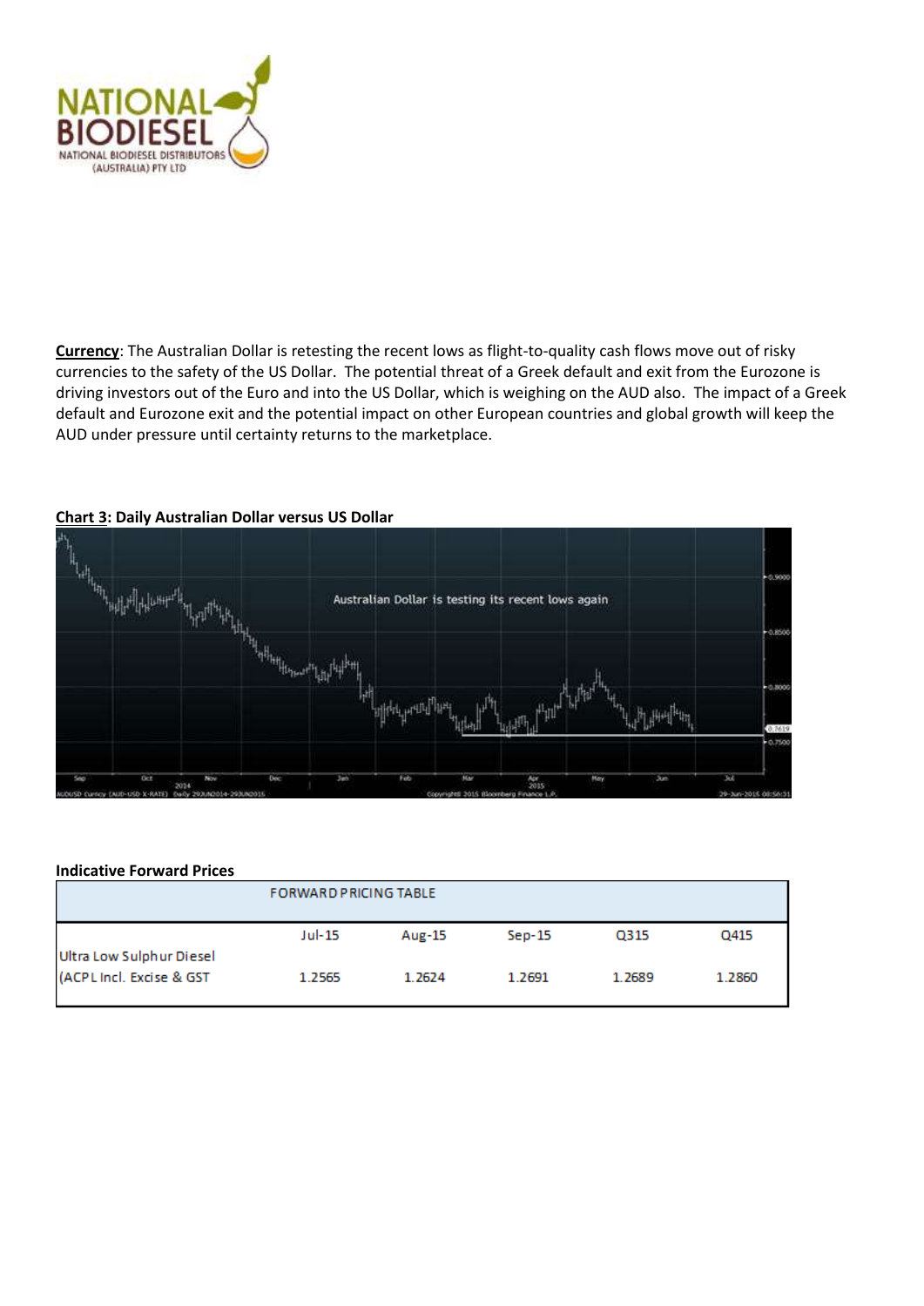**Currency**: The Australian Dollar is retesting the recent lows as flight-to-quality cash flows move out of risky currencies to the safety of the US Dollar. The potential threat of a Greek default and exit from the Eurozone is driving investors out of the Euro and into the US Dollar, which is weighing on the AUD also. The impact of a Greek default and Eurozone exit and the potential impact on other European countries and global growth will keep the AUD under pressure until certainty returns to the marketplace.

**Chart 3: Daily Australian Dollar versus US Dollar**

Australian Dollar is testing its recent lows again

0.9000
0.8500
0.8000
0.7619
0.7500

Sep Oct 2014 Nov Dec Jan Feb Mar Apr 2015 May Jun Jul

AUDUSD Curncy (AUD-USD X-RATE) Daily 29JUN2014-29JUN2015

Copyright© 2015 Bloomberg Finance L.P.

29-Jun-2015 08:56:31

**Indicative Forward Prices**

| FORWARD PRICING TABLE | | | | | |
|---|---|---|---|---|---|
| | Jul-15 | Aug-15 | Sep-15 | Q315 | Q415 |
| Ultra Low Sulphur Diesel (ACPL Incl. Excise & GST | 1.2565 | 1.2624 | 1.2691 | 1.2689 | 1.2860 |